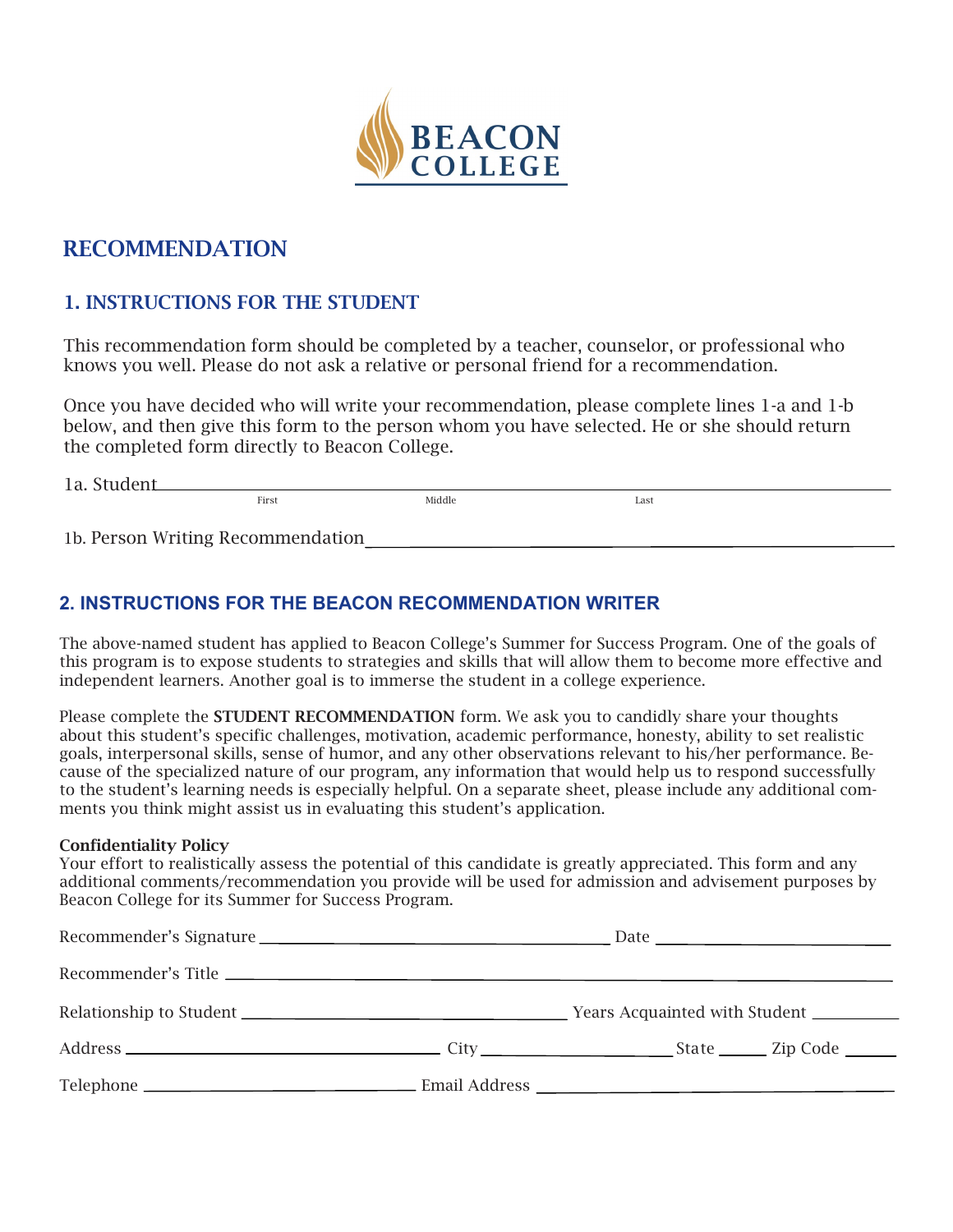BEACON COLLEGE

# RECOMMENDATION

## 1. INSTRUCTIONS FOR THE STUDENT

This recommendation form should be completed by a teacher, counselor, or professional who knows you well. Please do not ask a relative or personal friend for a recommendation.

Once you have decided who will write your recommendation, please complete lines 1-a and 1-b below, and then give this form to the person whom you have selected. He or she should return the completed form directly to Beacon College.

1a. Student ______________________________________________
First Middle Last

1b. Person Writing Recommendation ______________________________________________

## 2. INSTRUCTIONS FOR THE BEACON RECOMMENDATION WRITER

The above-named student has applied to Beacon College's Summer for Success Program. One of the goals of this program is to expose students to strategies and skills that will allow them to become more effective and independent learners. Another goal is to immerse the student in a college experience.

Please complete the **STUDENT RECOMMENDATION** form. We ask you to candidly share your thoughts about this student's specific challenges, motivation, academic performance, honesty, ability to set realistic goals, interpersonal skills, sense of humor, and any other observations relevant to his/her performance. Because of the specialized nature of our program, any information that would help us to respond successfully to the student's learning needs is especially helpful. On a separate sheet, please include any additional comments you think might assist us in evaluating this student's application.

**Confidentiality Policy**
Your effort to realistically assess the potential of this candidate is greatly appreciated. This form and any additional comments/recommendation you provide will be used for admission and advisement purposes by Beacon College for its Summer for Success Program.

Recommender's Signature ______________________________ Date ____________________

Recommender's Title ______________________________________________

Relationship to Student ______________________________ Years Acquainted with Student __________

Address ______________________________ City ____________________ State ______ Zip Code ______

Telephone ______________________________ Email Address ______________________________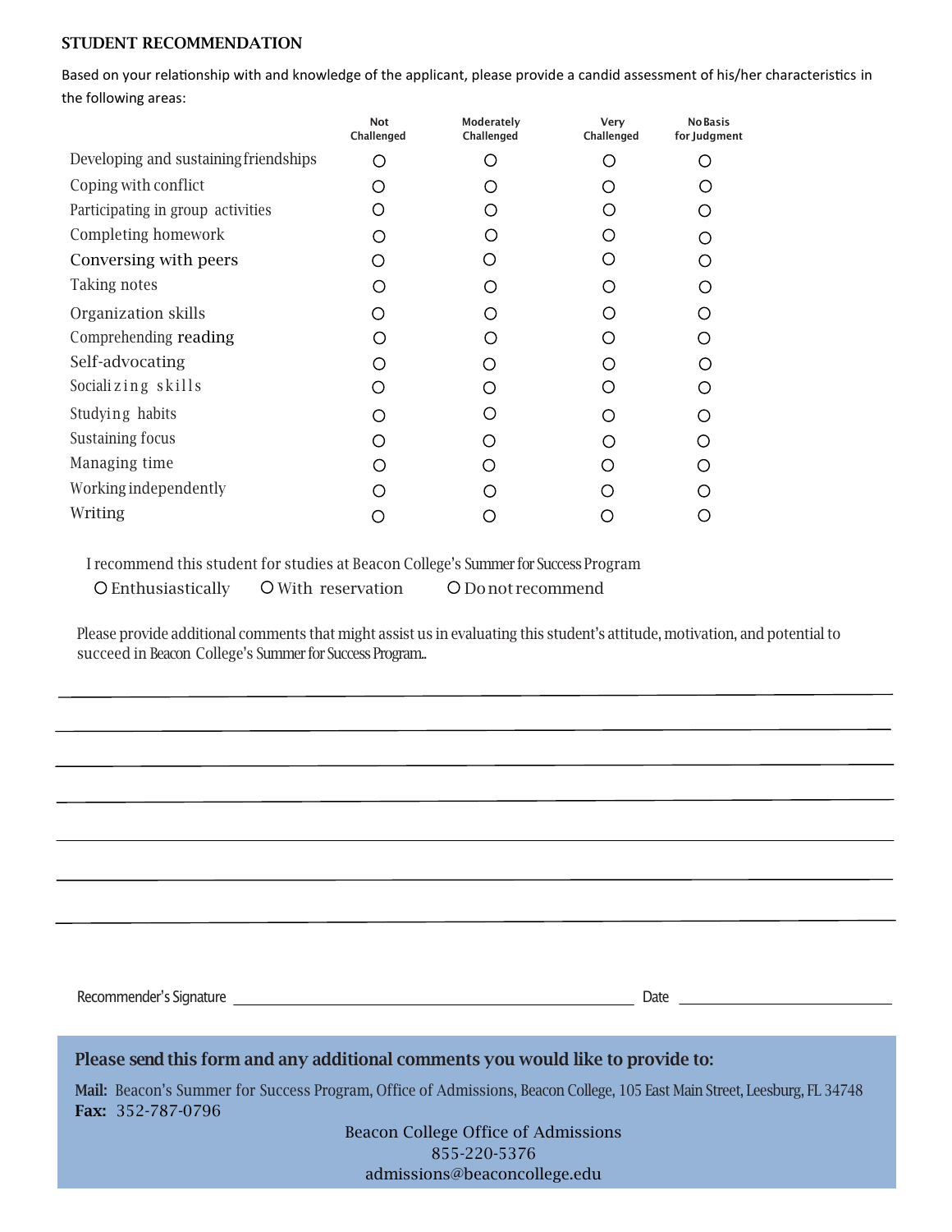## STUDENT RECOMMENDATION

Based on your relationship with and knowledge of the applicant, please provide a candid assessment of his/her characteristics in the following areas:

| | Not Challenged | Moderately Challenged | Very Challenged | No Basis for Judgment |
|---|---|---|---|---|
| Developing and sustaining friendships | ○ | ○ | ○ | ○ |
| Coping with conflict | ○ | ○ | ○ | ○ |
| Participating in group activities | ○ | ○ | ○ | ○ |
| Completing homework | ○ | ○ | ○ | ○ |
| Conversing with peers | ○ | ○ | ○ | ○ |
| Taking notes | ○ | ○ | ○ | ○ |
| Organization skills | ○ | ○ | ○ | ○ |
| Comprehending reading | ○ | ○ | ○ | ○ |
| Self-advocating | ○ | ○ | ○ | ○ |
| Socializing skills | ○ | ○ | ○ | ○ |
| Studying habits | ○ | ○ | ○ | ○ |
| Sustaining focus | ○ | ○ | ○ | ○ |
| Managing time | ○ | ○ | ○ | ○ |
| Working independently | ○ | ○ | ○ | ○ |
| Writing | ○ | ○ | ○ | ○ |

I recommend this student for studies at Beacon College's Summer for Success Program

○ Enthusiastically ○ With reservation ○ Do not recommend

Please provide additional comments that might assist us in evaluating this student's attitude, motivation, and potential to succeed in Beacon College's Summer for Success Program..

_______________________________________________________________________________

_______________________________________________________________________________

_______________________________________________________________________________

_______________________________________________________________________________

_______________________________________________________________________________

_______________________________________________________________________________

_______________________________________________________________________________

Recommender's Signature ________________________________ Date ________________

**Please send this form and any additional comments you would like to provide to:**

**Mail:** Beacon's Summer for Success Program, Office of Admissions, Beacon College, 105 East Main Street, Leesburg, FL 34748
**Fax:** 352-787-0796

Beacon College Office of Admissions
855-220-5376
admissions@beaconcollege.edu